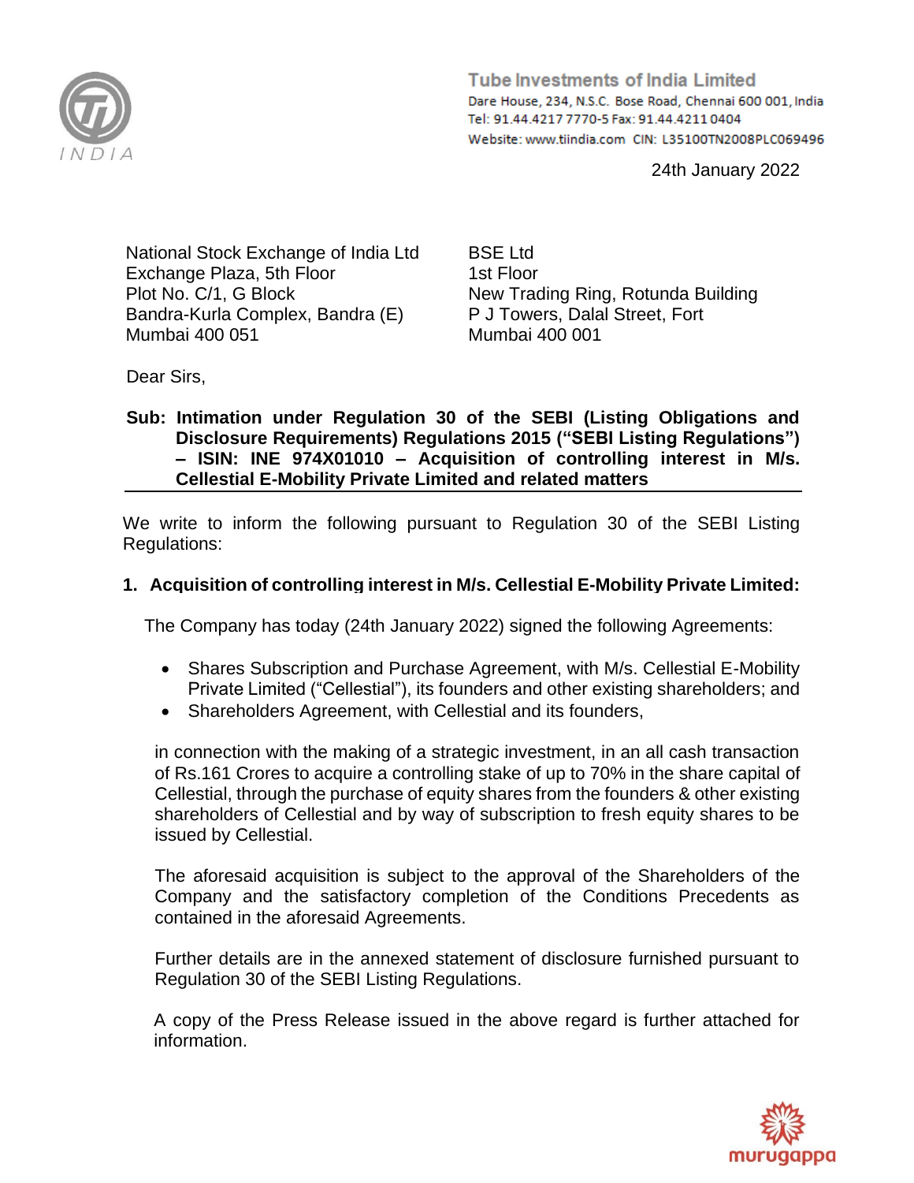**Tube Investments of India Limited**
Dare House, 234, N.S.C. Bose Road, Chennai 600 001, India
Tel: 91.44.4217 7770-5 Fax: 91.44.4211 0404
Website: www.tiindia.com CIN: L35100TN2008PLC069496

24th January 2022

National Stock Exchange of India Ltd
Exchange Plaza, 5th Floor
Plot No. C/1, G Block
Bandra-Kurla Complex, Bandra (E)
Mumbai 400 051

BSE Ltd
1st Floor
New Trading Ring, Rotunda Building
P J Towers, Dalal Street, Fort
Mumbai 400 001

Dear Sirs,

**Sub: Intimation under Regulation 30 of the SEBI (Listing Obligations and Disclosure Requirements) Regulations 2015 ("SEBI Listing Regulations") – ISIN: INE 974X01010 – Acquisition of controlling interest in M/s. Cellestial E-Mobility Private Limited and related matters**

We write to inform the following pursuant to Regulation 30 of the SEBI Listing Regulations:

**1. Acquisition of controlling interest in M/s. Cellestial E-Mobility Private Limited:**

The Company has today (24th January 2022) signed the following Agreements:

- Shares Subscription and Purchase Agreement, with M/s. Cellestial E-Mobility Private Limited ("Cellestial"), its founders and other existing shareholders; and
- Shareholders Agreement, with Cellestial and its founders,

in connection with the making of a strategic investment, in an all cash transaction of Rs.161 Crores to acquire a controlling stake of up to 70% in the share capital of Cellestial, through the purchase of equity shares from the founders & other existing shareholders of Cellestial and by way of subscription to fresh equity shares to be issued by Cellestial.

The aforesaid acquisition is subject to the approval of the Shareholders of the Company and the satisfactory completion of the Conditions Precedents as contained in the aforesaid Agreements.

Further details are in the annexed statement of disclosure furnished pursuant to Regulation 30 of the SEBI Listing Regulations.

A copy of the Press Release issued in the above regard is further attached for information.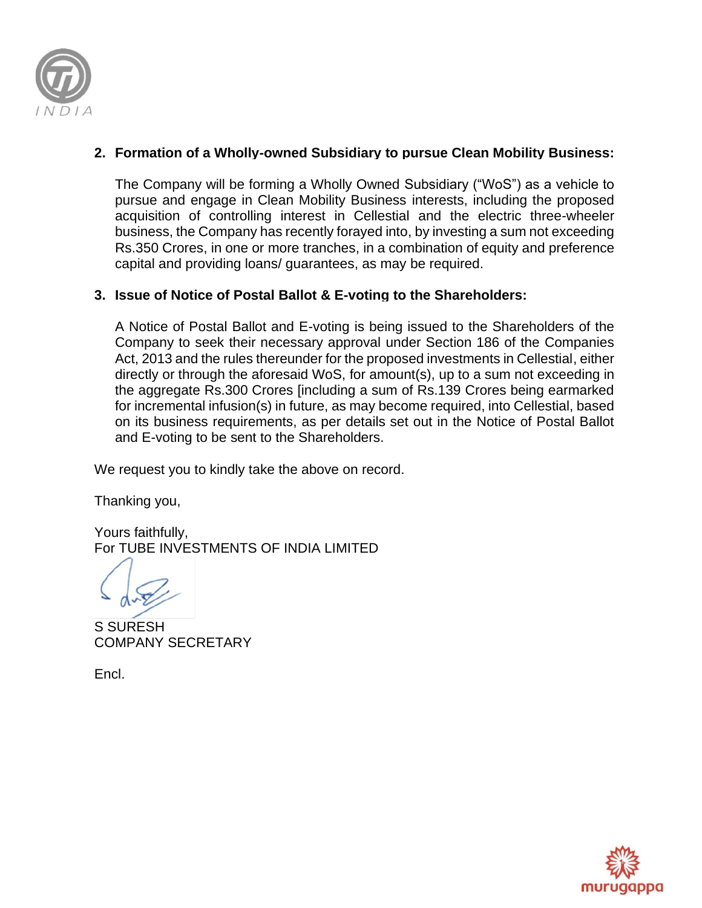**2. Formation of a Wholly-owned Subsidiary to pursue Clean Mobility Business:**

The Company will be forming a Wholly Owned Subsidiary ("WoS") as a vehicle to pursue and engage in Clean Mobility Business interests, including the proposed acquisition of controlling interest in Cellestial and the electric three-wheeler business, the Company has recently forayed into, by investing a sum not exceeding Rs.350 Crores, in one or more tranches, in a combination of equity and preference capital and providing loans/ guarantees, as may be required.

**3. Issue of Notice of Postal Ballot & E-voting to the Shareholders:**

A Notice of Postal Ballot and E-voting is being issued to the Shareholders of the Company to seek their necessary approval under Section 186 of the Companies Act, 2013 and the rules thereunder for the proposed investments in Cellestial, either directly or through the aforesaid WoS, for amount(s), up to a sum not exceeding in the aggregate Rs.300 Crores [including a sum of Rs.139 Crores being earmarked for incremental infusion(s) in future, as may become required, into Cellestial, based on its business requirements, as per details set out in the Notice of Postal Ballot and E-voting to be sent to the Shareholders.

We request you to kindly take the above on record.

Thanking you,

Yours faithfully,
For TUBE INVESTMENTS OF INDIA LIMITED

S SURESH
COMPANY SECRETARY

Encl.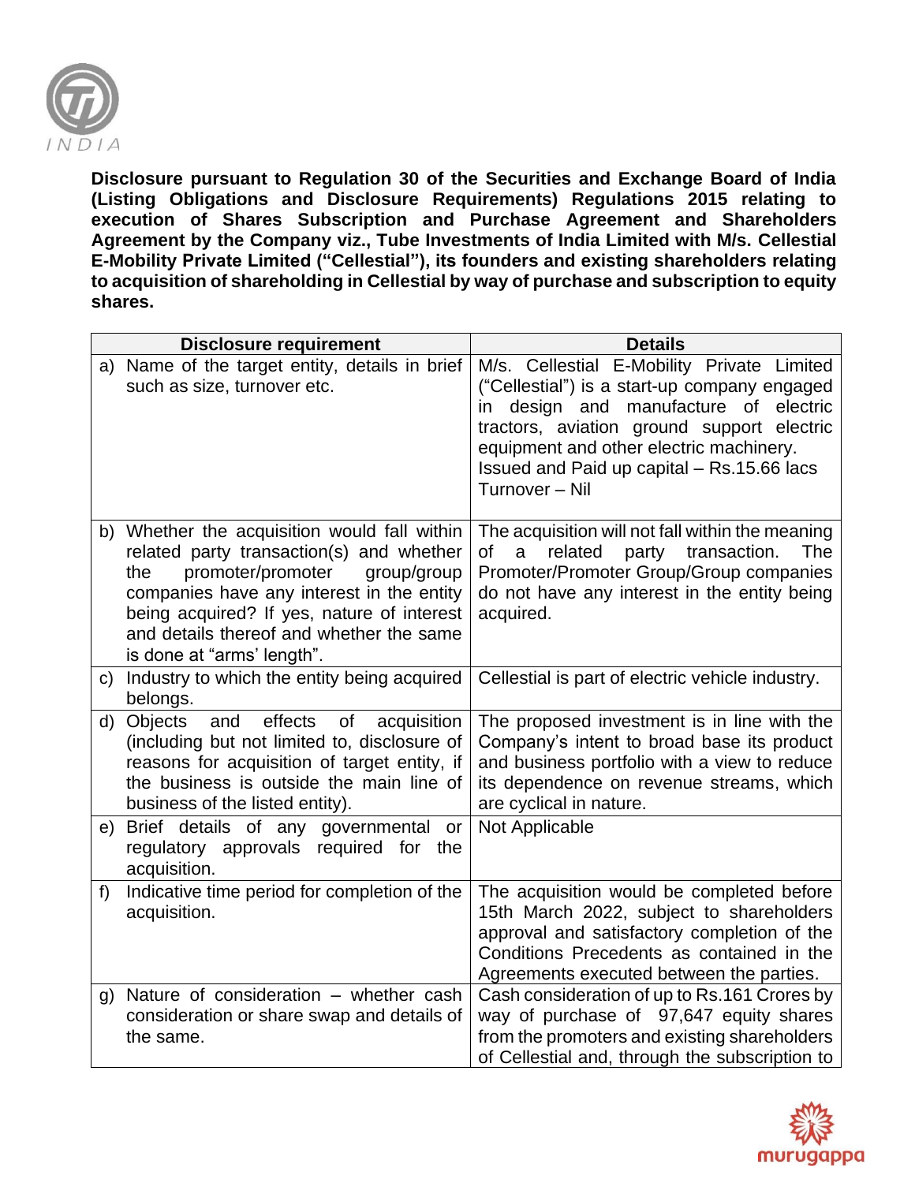**Disclosure pursuant to Regulation 30 of the Securities and Exchange Board of India (Listing Obligations and Disclosure Requirements) Regulations 2015 relating to execution of Shares Subscription and Purchase Agreement and Shareholders Agreement by the Company viz., Tube Investments of India Limited with M/s. Cellestial E-Mobility Private Limited ("Cellestial"), its founders and existing shareholders relating to acquisition of shareholding in Cellestial by way of purchase and subscription to equity shares.**

| Disclosure requirement | Details |
|---|---|
| a) Name of the target entity, details in brief such as size, turnover etc. | M/s. Cellestial E-Mobility Private Limited ("Cellestial") is a start-up company engaged in design and manufacture of electric tractors, aviation ground support electric equipment and other electric machinery.<br>Issued and Paid up capital – Rs.15.66 lacs<br>Turnover – Nil |
| b) Whether the acquisition would fall within related party transaction(s) and whether the promoter/promoter group/group companies have any interest in the entity being acquired? If yes, nature of interest and details thereof and whether the same is done at "arms' length". | The acquisition will not fall within the meaning of a related party transaction. The Promoter/Promoter Group/Group companies do not have any interest in the entity being acquired. |
| c) Industry to which the entity being acquired belongs. | Cellestial is part of electric vehicle industry. |
| d) Objects and effects of acquisition (including but not limited to, disclosure of reasons for acquisition of target entity, if the business is outside the main line of business of the listed entity). | The proposed investment is in line with the Company's intent to broad base its product and business portfolio with a view to reduce its dependence on revenue streams, which are cyclical in nature. |
| e) Brief details of any governmental or regulatory approvals required for the acquisition. | Not Applicable |
| f) Indicative time period for completion of the acquisition. | The acquisition would be completed before 15th March 2022, subject to shareholders approval and satisfactory completion of the Conditions Precedents as contained in the Agreements executed between the parties. |
| g) Nature of consideration – whether cash consideration or share swap and details of the same. | Cash consideration of up to Rs.161 Crores by way of purchase of 97,647 equity shares from the promoters and existing shareholders of Cellestial and, through the subscription to |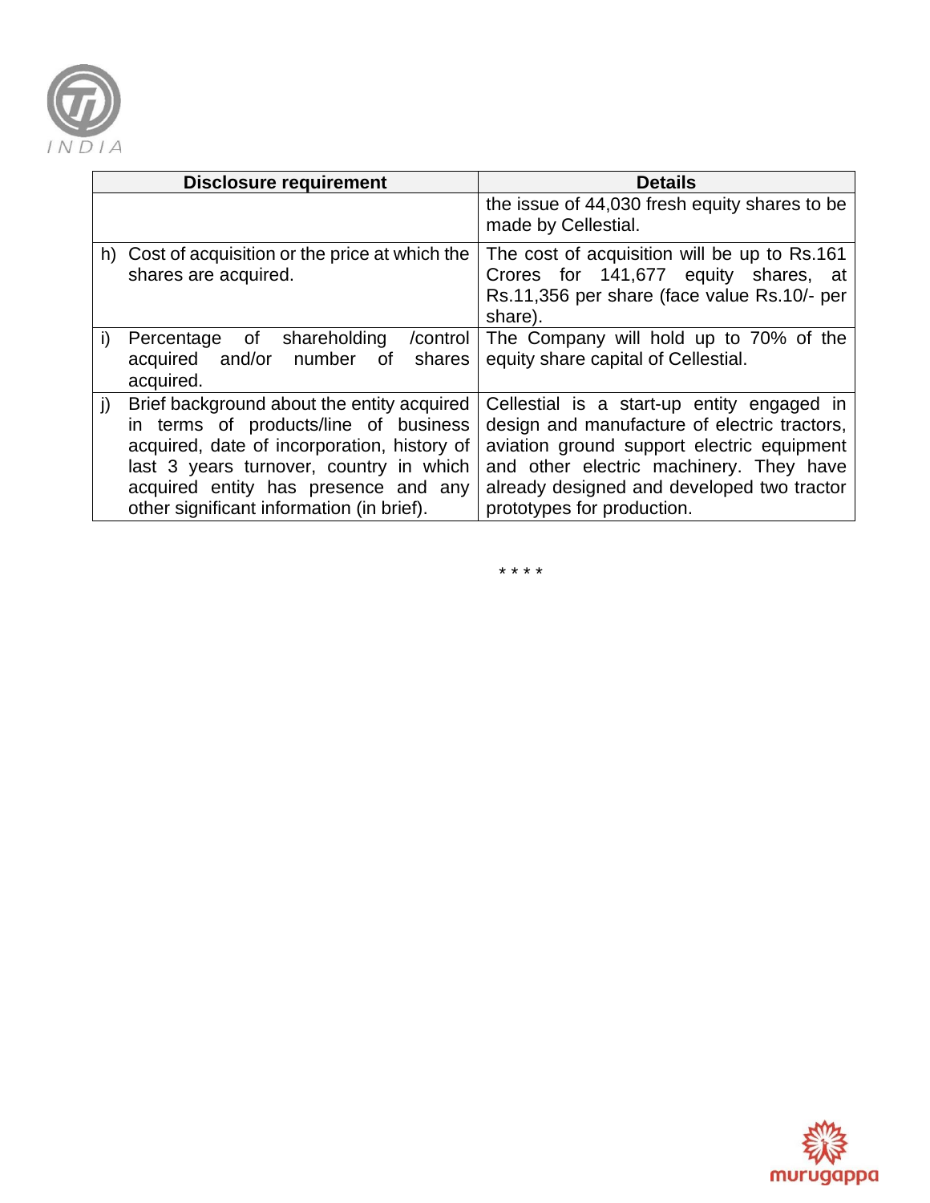| Disclosure requirement | Details |
|---|---|
| | the issue of 44,030 fresh equity shares to be made by Cellestial. |
| h) Cost of acquisition or the price at which the shares are acquired. | The cost of acquisition will be up to Rs.161 Crores for 141,677 equity shares, at Rs.11,356 per share (face value Rs.10/- per share). |
| i) Percentage of shareholding /control acquired and/or number of shares acquired. | The Company will hold up to 70% of the equity share capital of Cellestial. |
| j) Brief background about the entity acquired in terms of products/line of business acquired, date of incorporation, history of last 3 years turnover, country in which acquired entity has presence and any other significant information (in brief). | Cellestial is a start-up entity engaged in design and manufacture of electric tractors, aviation ground support electric equipment and other electric machinery. They have already designed and developed two tractor prototypes for production. |

* * * *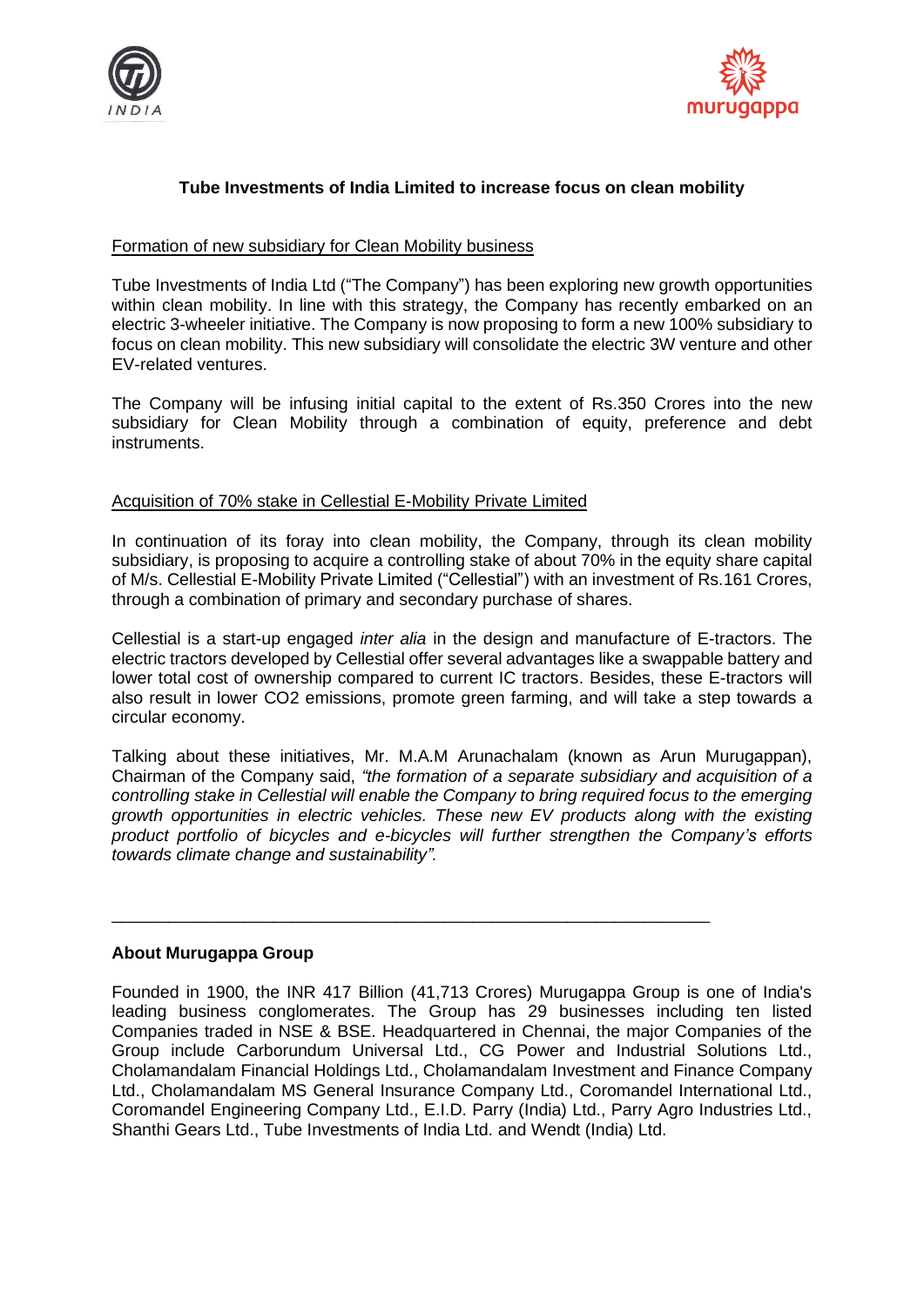# Tube Investments of India Limited to increase focus on clean mobility

## Formation of new subsidiary for Clean Mobility business

Tube Investments of India Ltd ("The Company") has been exploring new growth opportunities within clean mobility. In line with this strategy, the Company has recently embarked on an electric 3-wheeler initiative. The Company is now proposing to form a new 100% subsidiary to focus on clean mobility. This new subsidiary will consolidate the electric 3W venture and other EV-related ventures.

The Company will be infusing initial capital to the extent of Rs.350 Crores into the new subsidiary for Clean Mobility through a combination of equity, preference and debt instruments.

## Acquisition of 70% stake in Cellestial E-Mobility Private Limited

In continuation of its foray into clean mobility, the Company, through its clean mobility subsidiary, is proposing to acquire a controlling stake of about 70% in the equity share capital of M/s. Cellestial E-Mobility Private Limited ("Cellestial") with an investment of Rs.161 Crores, through a combination of primary and secondary purchase of shares.

Cellestial is a start-up engaged *inter alia* in the design and manufacture of E-tractors. The electric tractors developed by Cellestial offer several advantages like a swappable battery and lower total cost of ownership compared to current IC tractors. Besides, these E-tractors will also result in lower $CO_2$ emissions, promote green farming, and will take a step towards a circular economy.

Talking about these initiatives, Mr. M.A.M Arunachalam (known as Arun Murugappan), Chairman of the Company said, *"the formation of a separate subsidiary and acquisition of a controlling stake in Cellestial will enable the Company to bring required focus to the emerging growth opportunities in electric vehicles. These new EV products along with the existing product portfolio of bicycles and e-bicycles will further strengthen the Company's efforts towards climate change and sustainability".*

---

**About Murugappa Group**

Founded in 1900, the INR 417 Billion (41,713 Crores) Murugappa Group is one of India's leading business conglomerates. The Group has 29 businesses including ten listed Companies traded in NSE & BSE. Headquartered in Chennai, the major Companies of the Group include Carborundum Universal Ltd., CG Power and Industrial Solutions Ltd., Cholamandalam Financial Holdings Ltd., Cholamandalam Investment and Finance Company Ltd., Cholamandalam MS General Insurance Company Ltd., Coromandel International Ltd., Coromandel Engineering Company Ltd., E.I.D. Parry (India) Ltd., Parry Agro Industries Ltd., Shanthi Gears Ltd., Tube Investments of India Ltd. and Wendt (India) Ltd.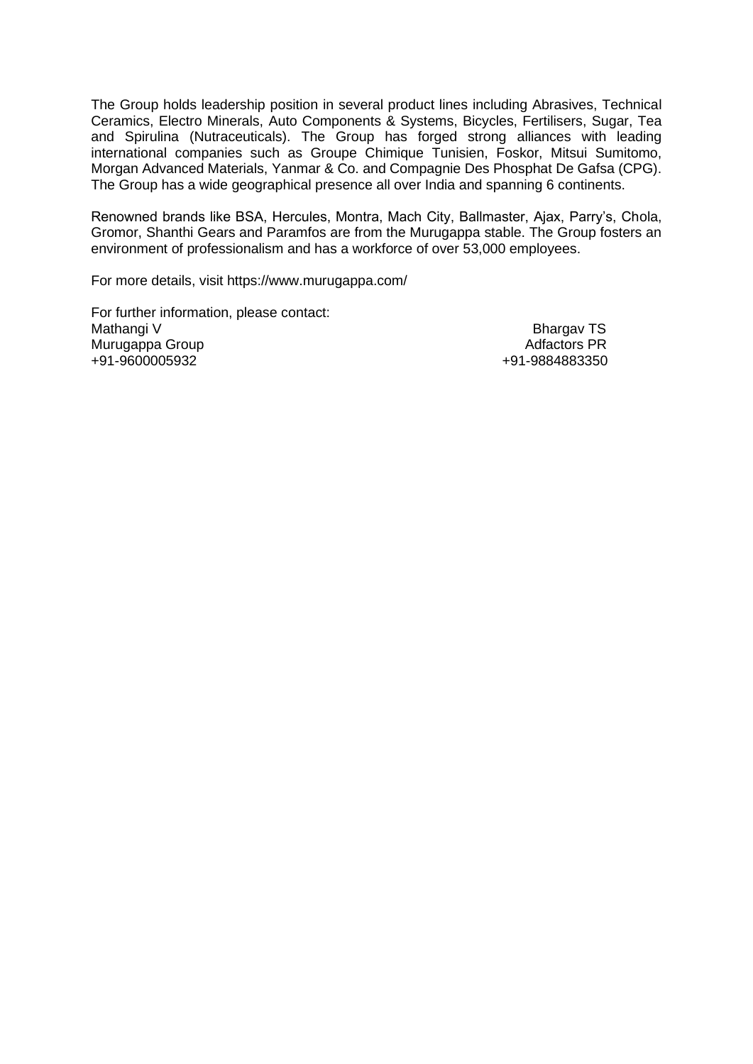The Group holds leadership position in several product lines including Abrasives, Technical Ceramics, Electro Minerals, Auto Components & Systems, Bicycles, Fertilisers, Sugar, Tea and Spirulina (Nutraceuticals). The Group has forged strong alliances with leading international companies such as Groupe Chimique Tunisien, Foskor, Mitsui Sumitomo, Morgan Advanced Materials, Yanmar & Co. and Compagnie Des Phosphat De Gafsa (CPG). The Group has a wide geographical presence all over India and spanning 6 continents.

Renowned brands like BSA, Hercules, Montra, Mach City, Ballmaster, Ajax, Parry's, Chola, Gromor, Shanthi Gears and Paramfos are from the Murugappa stable. The Group fosters an environment of professionalism and has a workforce of over 53,000 employees.

For more details, visit https://www.murugappa.com/

For further information, please contact:

Mathangi V
Murugappa Group
+91-9600005932

Bhargav TS
Adfactors PR
+91-9884883350